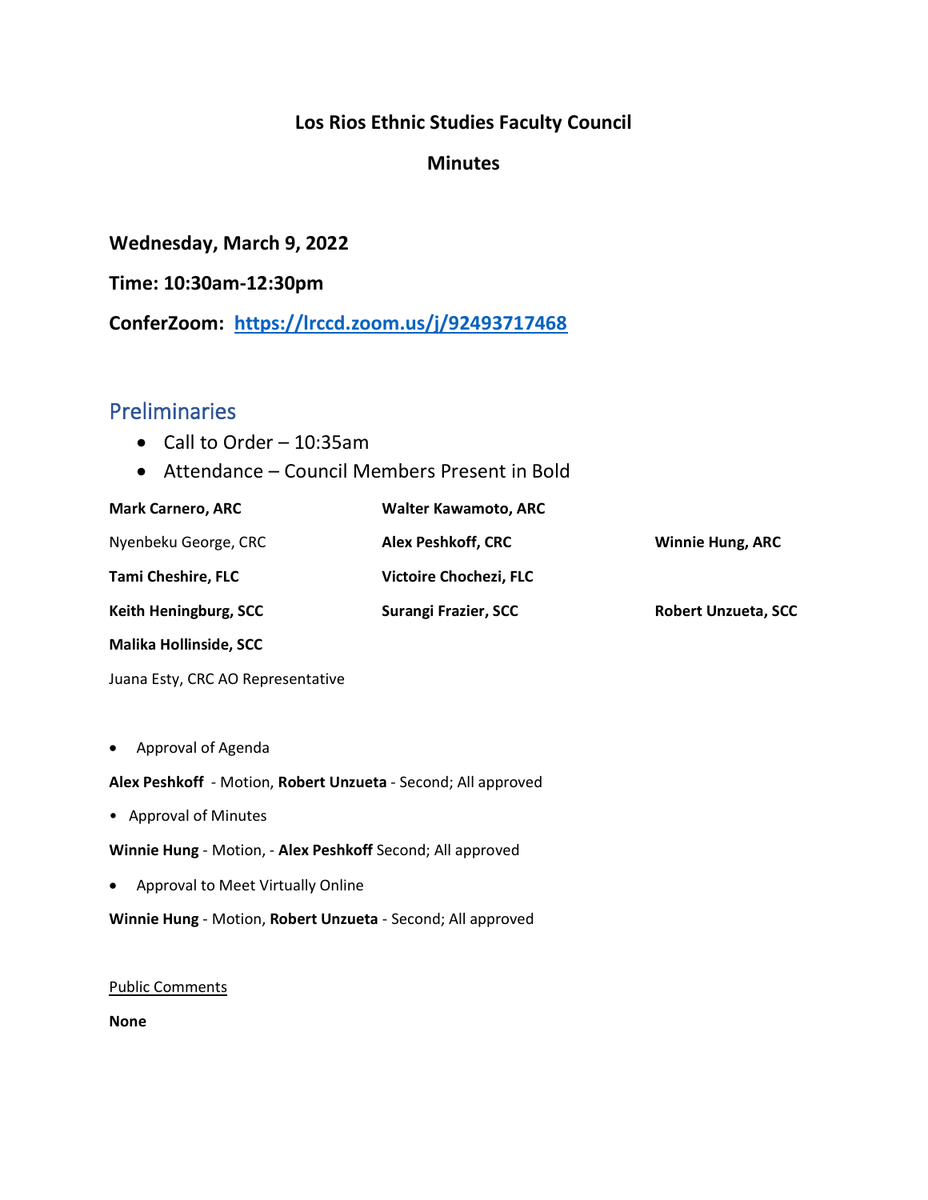**Los Rios Ethnic Studies Faculty Council**

**Minutes**

**Wednesday, March 9, 2022**

**Time: 10:30am-12:30pm**

**ConferZoom: [https://lrccd.zoom.us/j/92493717468](https://lrccd.zoom.us/j/92493717468)**

## Preliminaries

- Call to Order – 10:35am
- Attendance – Council Members Present in Bold

| | | |
|---|---|---|
| **Mark Carnero, ARC** | **Walter Kawamoto, ARC** | |
| Nyenbeku George, CRC | **Alex Peshkoff, CRC** | **Winnie Hung, ARC** |
| **Tami Cheshire, FLC** | **Victoire Chochezi, FLC** | |
| **Keith Heningburg, SCC** | **Surangi Frazier, SCC** | **Robert Unzueta, SCC** |
| **Malika Hollinside, SCC** | | |
| Juana Esty, CRC AO Representative | | |

- Approval of Agenda

**Alex Peshkoff** - Motion, **Robert Unzueta** - Second; All approved

- Approval of Minutes

**Winnie Hung** - Motion, - **Alex Peshkoff** Second; All approved

- Approval to Meet Virtually Online

**Winnie Hung** - Motion, **Robert Unzueta** - Second; All approved

Public Comments

**None**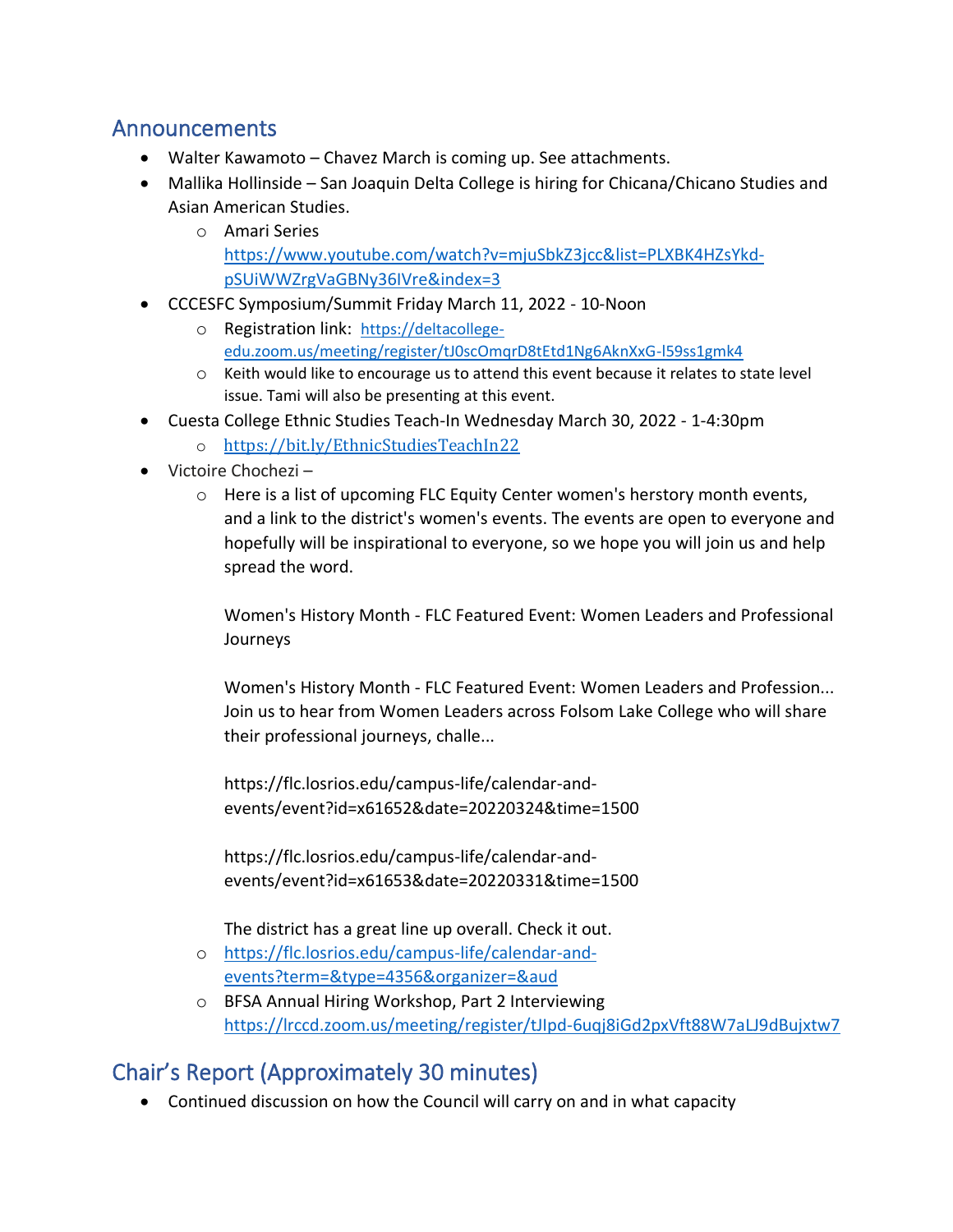## Announcements

- Walter Kawamoto – Chavez March is coming up. See attachments.
- Mallika Hollinside – San Joaquin Delta College is hiring for Chicana/Chicano Studies and Asian American Studies.
    - Amari Series
      https://www.youtube.com/watch?v=mjuSbkZ3jcc&list=PLXBK4HZsYkd-pSUiWWZrgVaGBNy36IVre&index=3
- CCCESFC Symposium/Summit Friday March 11, 2022 - 10-Noon
    - Registration link: https://deltacollege-edu.zoom.us/meeting/register/tJ0scOmqrD8tEtd1Ng6AknXxG-l59ss1gmk4
    - Keith would like to encourage us to attend this event because it relates to state level issue. Tami will also be presenting at this event.
- Cuesta College Ethnic Studies Teach-In Wednesday March 30, 2022 - 1-4:30pm
    - https://bit.ly/EthnicStudiesTeachIn22
- Victoire Chochezi –
    - Here is a list of upcoming FLC Equity Center women's herstory month events, and a link to the district's women's events. The events are open to everyone and hopefully will be inspirational to everyone, so we hope you will join us and help spread the word.

      Women's History Month - FLC Featured Event: Women Leaders and Professional Journeys

      Women's History Month - FLC Featured Event: Women Leaders and Profession... Join us to hear from Women Leaders across Folsom Lake College who will share their professional journeys, challe...

      https://flc.losrios.edu/campus-life/calendar-and-events/event?id=x61652&date=20220324&time=1500

      https://flc.losrios.edu/campus-life/calendar-and-events/event?id=x61653&date=20220331&time=1500

      The district has a great line up overall. Check it out.
    - https://flc.losrios.edu/campus-life/calendar-and-events?term=&type=4356&organizer=&aud
    - BFSA Annual Hiring Workshop, Part 2 Interviewing
      https://lrccd.zoom.us/meeting/register/tJIpd-6uqj8iGd2pxVft88W7aLJ9dBujxtw7

## Chair's Report (Approximately 30 minutes)

- Continued discussion on how the Council will carry on and in what capacity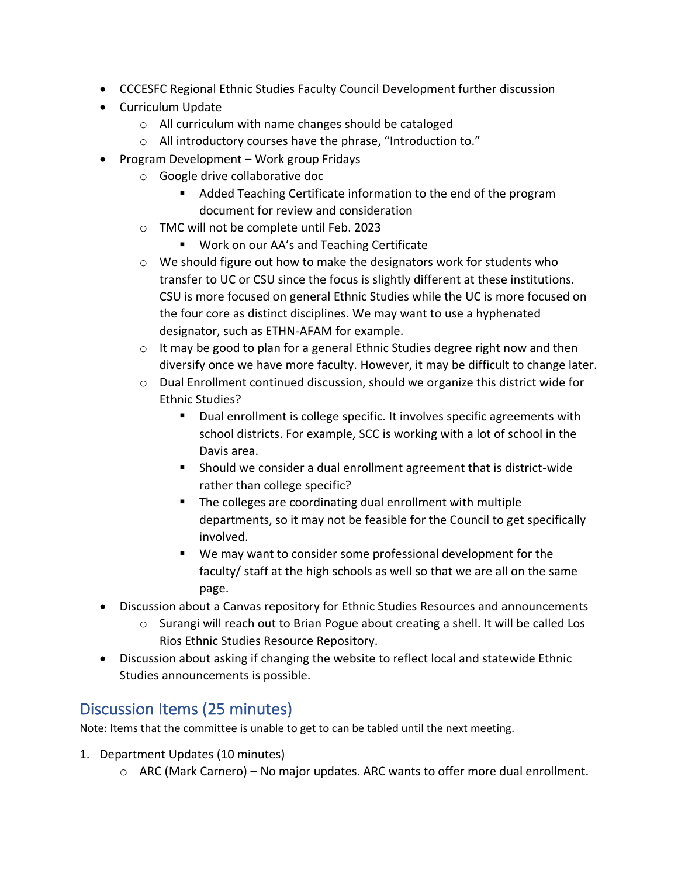- CCCESFC Regional Ethnic Studies Faculty Council Development further discussion
- Curriculum Update
  - All curriculum with name changes should be cataloged
  - All introductory courses have the phrase, "Introduction to."
- Program Development – Work group Fridays
  - Google drive collaborative doc
    - Added Teaching Certificate information to the end of the program document for review and consideration
  - TMC will not be complete until Feb. 2023
    - Work on our AA's and Teaching Certificate
  - We should figure out how to make the designators work for students who transfer to UC or CSU since the focus is slightly different at these institutions. CSU is more focused on general Ethnic Studies while the UC is more focused on the four core as distinct disciplines. We may want to use a hyphenated designator, such as ETHN-AFAM for example.
  - It may be good to plan for a general Ethnic Studies degree right now and then diversify once we have more faculty. However, it may be difficult to change later.
  - Dual Enrollment continued discussion, should we organize this district wide for Ethnic Studies?
    - Dual enrollment is college specific. It involves specific agreements with school districts. For example, SCC is working with a lot of school in the Davis area.
    - Should we consider a dual enrollment agreement that is district-wide rather than college specific?
    - The colleges are coordinating dual enrollment with multiple departments, so it may not be feasible for the Council to get specifically involved.
    - We may want to consider some professional development for the faculty/ staff at the high schools as well so that we are all on the same page.
- Discussion about a Canvas repository for Ethnic Studies Resources and announcements
  - Surangi will reach out to Brian Pogue about creating a shell. It will be called Los Rios Ethnic Studies Resource Repository.
- Discussion about asking if changing the website to reflect local and statewide Ethnic Studies announcements is possible.

## Discussion Items (25 minutes)

Note: Items that the committee is unable to get to can be tabled until the next meeting.

1. Department Updates (10 minutes)
   - ARC (Mark Carnero) – No major updates. ARC wants to offer more dual enrollment.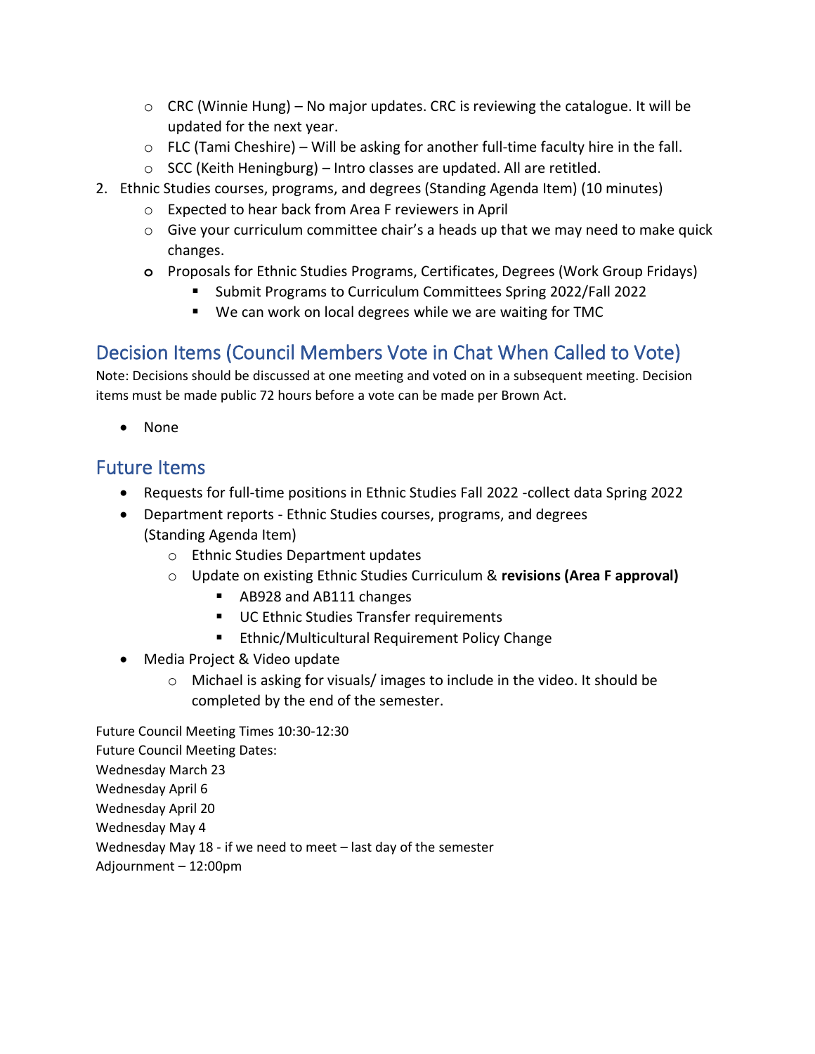- CRC (Winnie Hung) – No major updates. CRC is reviewing the catalogue. It will be updated for the next year.
    - FLC (Tami Cheshire) – Will be asking for another full-time faculty hire in the fall.
    - SCC (Keith Heningburg) – Intro classes are updated. All are retitled.
2. Ethnic Studies courses, programs, and degrees (Standing Agenda Item) (10 minutes)
    - Expected to hear back from Area F reviewers in April
    - Give your curriculum committee chair's a heads up that we may need to make quick changes.
    - Proposals for Ethnic Studies Programs, Certificates, Degrees (Work Group Fridays)
        - Submit Programs to Curriculum Committees Spring 2022/Fall 2022
        - We can work on local degrees while we are waiting for TMC

## Decision Items (Council Members Vote in Chat When Called to Vote)

Note: Decisions should be discussed at one meeting and voted on in a subsequent meeting. Decision items must be made public 72 hours before a vote can be made per Brown Act.

- None

## Future Items

- Requests for full-time positions in Ethnic Studies Fall 2022 -collect data Spring 2022
- Department reports - Ethnic Studies courses, programs, and degrees (Standing Agenda Item)
    - Ethnic Studies Department updates
    - Update on existing Ethnic Studies Curriculum & **revisions (Area F approval)**
        - AB928 and AB111 changes
        - UC Ethnic Studies Transfer requirements
        - Ethnic/Multicultural Requirement Policy Change
- Media Project & Video update
    - Michael is asking for visuals/ images to include in the video. It should be completed by the end of the semester.

Future Council Meeting Times 10:30-12:30
Future Council Meeting Dates:
Wednesday March 23
Wednesday April 6
Wednesday April 20
Wednesday May 4
Wednesday May 18 - if we need to meet – last day of the semester
Adjournment – 12:00pm